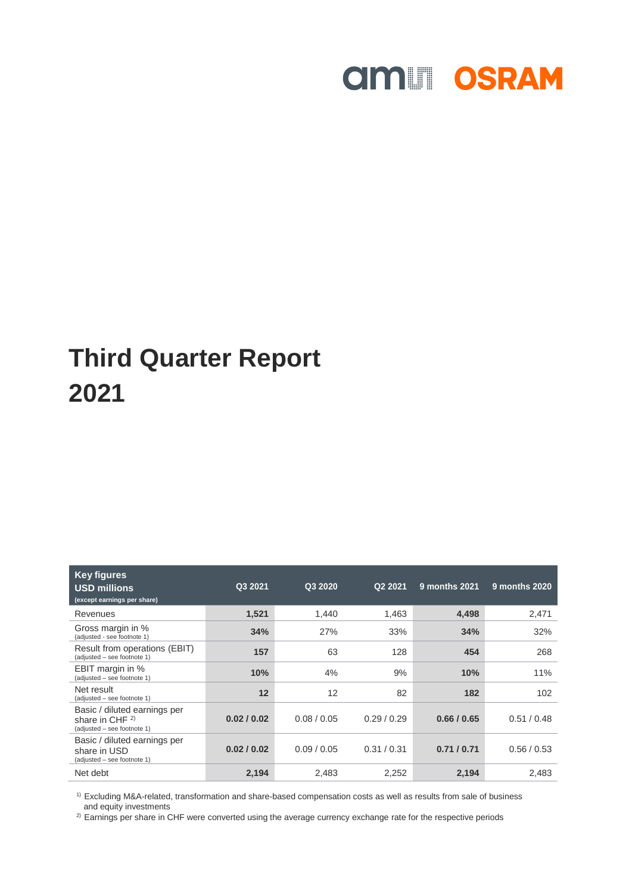ams OSRAM

# Third Quarter Report 2021

| Key figures USD millions (except earnings per share) | Q3 2021 | Q3 2020 | Q2 2021 | 9 months 2021 | 9 months 2020 |
|---|---|---|---|---|---|
| Revenues | **1,521** | 1,440 | 1,463 | **4,498** | 2,471 |
| Gross margin in % (adjusted - see footnote 1) | **34%** | 27% | 33% | **34%** | 32% |
| Result from operations (EBIT) (adjusted – see footnote 1) | **157** | 63 | 128 | **454** | 268 |
| EBIT margin in % (adjusted – see footnote 1) | **10%** | 4% | 9% | **10%** | 11% |
| Net result (adjusted – see footnote 1) | **12** | 12 | 82 | **182** | 102 |
| Basic / diluted earnings per share in CHF [2] (adjusted – see footnote 1) | **0.02 / 0.02** | 0.08 / 0.05 | 0.29 / 0.29 | **0.66 / 0.65** | 0.51 / 0.48 |
| Basic / diluted earnings per share in USD (adjusted – see footnote 1) | **0.02 / 0.02** | 0.09 / 0.05 | 0.31 / 0.31 | **0.71 / 0.71** | 0.56 / 0.53 |
| Net debt | **2,194** | 2,483 | 2,252 | **2,194** | 2,483 |

[1] Excluding M&A-related, transformation and share-based compensation costs as well as results from sale of business and equity investments

[2] Earnings per share in CHF were converted using the average currency exchange rate for the respective periods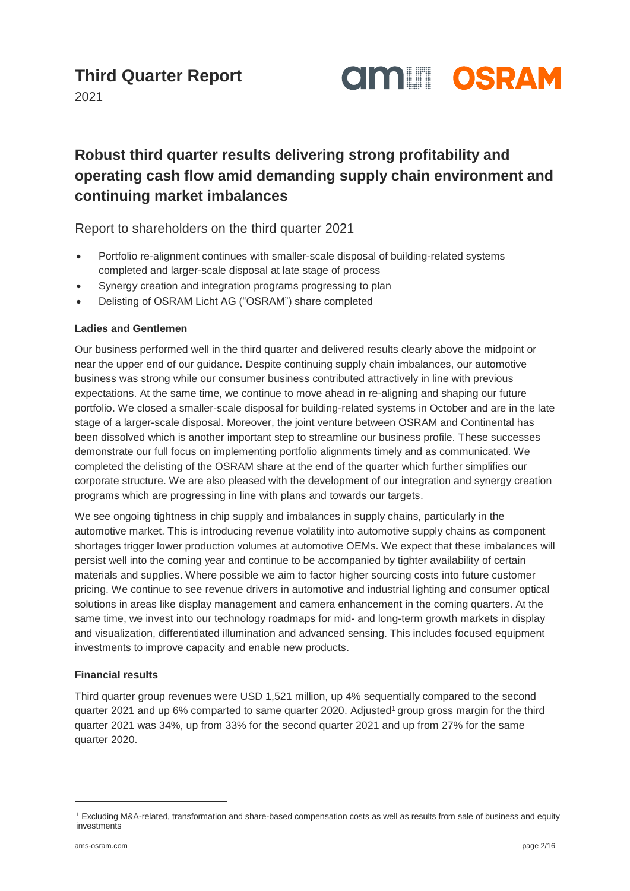# Third Quarter Report

2021

## Robust third quarter results delivering strong profitability and operating cash flow amid demanding supply chain environment and continuing market imbalances

Report to shareholders on the third quarter 2021

- Portfolio re-alignment continues with smaller-scale disposal of building-related systems completed and larger-scale disposal at late stage of process
- Synergy creation and integration programs progressing to plan
- Delisting of OSRAM Licht AG ("OSRAM") share completed

**Ladies and Gentlemen**

Our business performed well in the third quarter and delivered results clearly above the midpoint or near the upper end of our guidance. Despite continuing supply chain imbalances, our automotive business was strong while our consumer business contributed attractively in line with previous expectations. At the same time, we continue to move ahead in re-aligning and shaping our future portfolio. We closed a smaller-scale disposal for building-related systems in October and are in the late stage of a larger-scale disposal. Moreover, the joint venture between OSRAM and Continental has been dissolved which is another important step to streamline our business profile. These successes demonstrate our full focus on implementing portfolio alignments timely and as communicated. We completed the delisting of the OSRAM share at the end of the quarter which further simplifies our corporate structure. We are also pleased with the development of our integration and synergy creation programs which are progressing in line with plans and towards our targets.

We see ongoing tightness in chip supply and imbalances in supply chains, particularly in the automotive market. This is introducing revenue volatility into automotive supply chains as component shortages trigger lower production volumes at automotive OEMs. We expect that these imbalances will persist well into the coming year and continue to be accompanied by tighter availability of certain materials and supplies. Where possible we aim to factor higher sourcing costs into future customer pricing. We continue to see revenue drivers in automotive and industrial lighting and consumer optical solutions in areas like display management and camera enhancement in the coming quarters. At the same time, we invest into our technology roadmaps for mid- and long-term growth markets in display and visualization, differentiated illumination and advanced sensing. This includes focused equipment investments to improve capacity and enable new products.

**Financial results**

Third quarter group revenues were USD 1,521 million, up 4% sequentially compared to the second quarter 2021 and up 6% comparted to same quarter 2020. Adjusted[1] group gross margin for the third quarter 2021 was 34%, up from 33% for the second quarter 2021 and up from 27% for the same quarter 2020.

[1] Excluding M&A-related, transformation and share-based compensation costs as well as results from sale of business and equity investments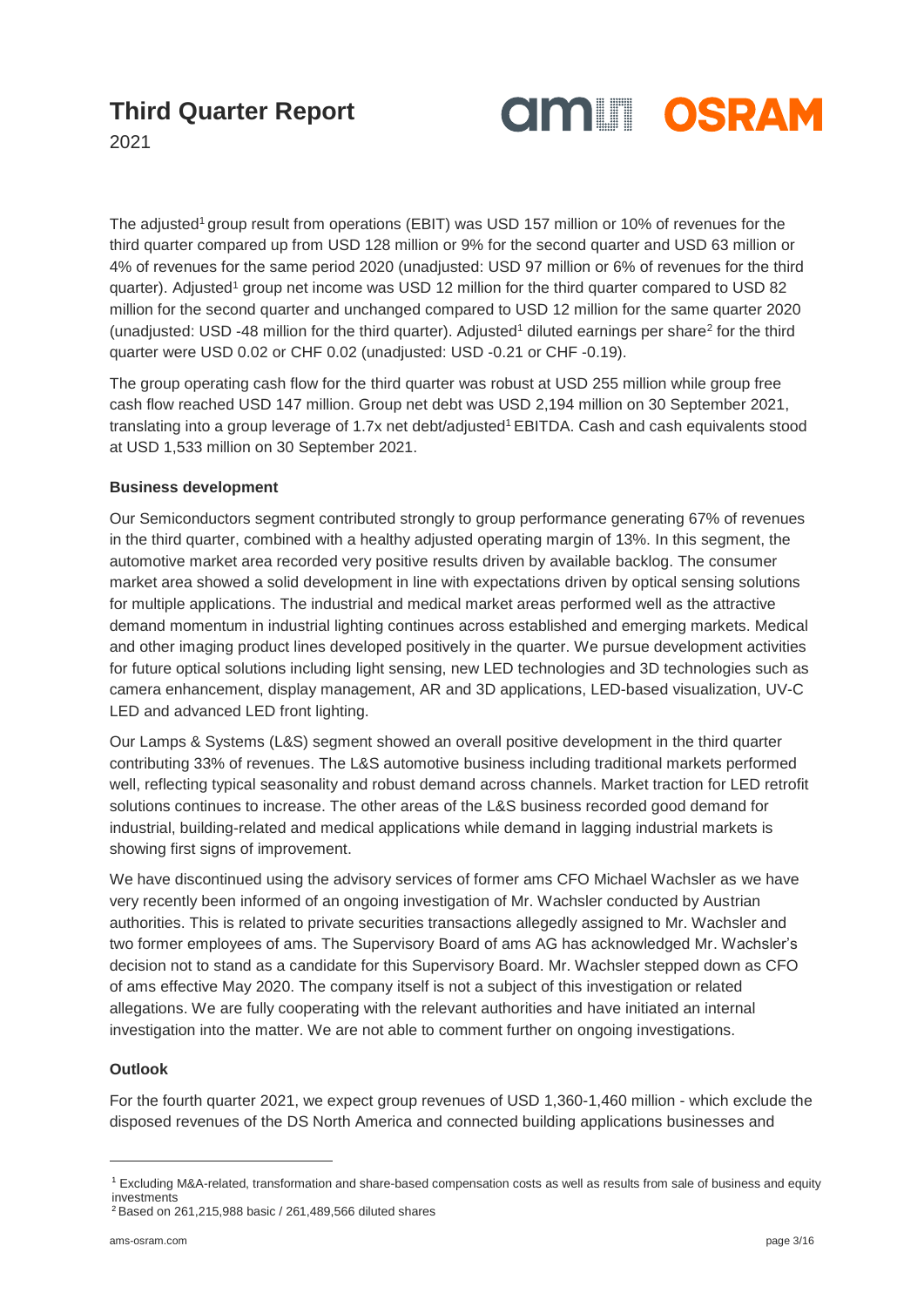# Third Quarter Report

2021

The adjusted[1] group result from operations (EBIT) was USD 157 million or 10% of revenues for the third quarter compared up from USD 128 million or 9% for the second quarter and USD 63 million or 4% of revenues for the same period 2020 (unadjusted: USD 97 million or 6% of revenues for the third quarter). Adjusted[1] group net income was USD 12 million for the third quarter compared to USD 82 million for the second quarter and unchanged compared to USD 12 million for the same quarter 2020 (unadjusted: USD -48 million for the third quarter). Adjusted[1] diluted earnings per share[2] for the third quarter were USD 0.02 or CHF 0.02 (unadjusted: USD -0.21 or CHF -0.19).

The group operating cash flow for the third quarter was robust at USD 255 million while group free cash flow reached USD 147 million. Group net debt was USD 2,194 million on 30 September 2021, translating into a group leverage of 1.7x net debt/adjusted[1] EBITDA. Cash and cash equivalents stood at USD 1,533 million on 30 September 2021.

**Business development**

Our Semiconductors segment contributed strongly to group performance generating 67% of revenues in the third quarter, combined with a healthy adjusted operating margin of 13%. In this segment, the automotive market area recorded very positive results driven by available backlog. The consumer market area showed a solid development in line with expectations driven by optical sensing solutions for multiple applications. The industrial and medical market areas performed well as the attractive demand momentum in industrial lighting continues across established and emerging markets. Medical and other imaging product lines developed positively in the quarter. We pursue development activities for future optical solutions including light sensing, new LED technologies and 3D technologies such as camera enhancement, display management, AR and 3D applications, LED-based visualization, UV-C LED and advanced LED front lighting.

Our Lamps & Systems (L&S) segment showed an overall positive development in the third quarter contributing 33% of revenues. The L&S automotive business including traditional markets performed well, reflecting typical seasonality and robust demand across channels. Market traction for LED retrofit solutions continues to increase. The other areas of the L&S business recorded good demand for industrial, building-related and medical applications while demand in lagging industrial markets is showing first signs of improvement.

We have discontinued using the advisory services of former ams CFO Michael Wachsler as we have very recently been informed of an ongoing investigation of Mr. Wachsler conducted by Austrian authorities. This is related to private securities transactions allegedly assigned to Mr. Wachsler and two former employees of ams. The Supervisory Board of ams AG has acknowledged Mr. Wachsler's decision not to stand as a candidate for this Supervisory Board. Mr. Wachsler stepped down as CFO of ams effective May 2020. The company itself is not a subject of this investigation or related allegations. We are fully cooperating with the relevant authorities and have initiated an internal investigation into the matter. We are not able to comment further on ongoing investigations.

**Outlook**

For the fourth quarter 2021, we expect group revenues of USD 1,360-1,460 million - which exclude the disposed revenues of the DS North America and connected building applications businesses and

[1] Excluding M&A-related, transformation and share-based compensation costs as well as results from sale of business and equity investments

[2] Based on 261,215,988 basic / 261,489,566 diluted shares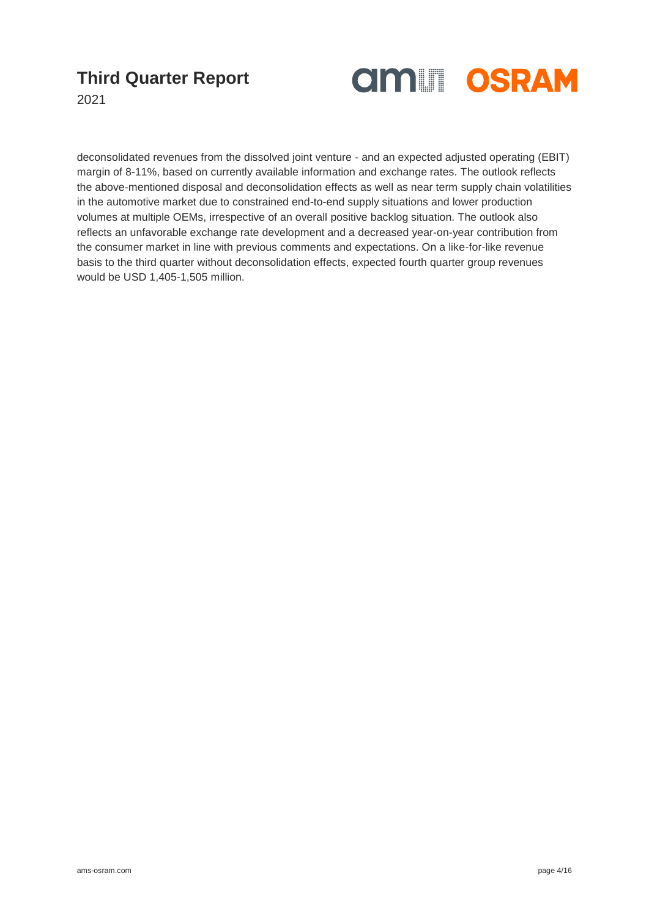deconsolidated revenues from the dissolved joint venture - and an expected adjusted operating (EBIT) margin of 8-11%, based on currently available information and exchange rates. The outlook reflects the above-mentioned disposal and deconsolidation effects as well as near term supply chain volatilities in the automotive market due to constrained end-to-end supply situations and lower production volumes at multiple OEMs, irrespective of an overall positive backlog situation. The outlook also reflects an unfavorable exchange rate development and a decreased year-on-year contribution from the consumer market in line with previous comments and expectations. On a like-for-like revenue basis to the third quarter without deconsolidation effects, expected fourth quarter group revenues would be USD 1,405-1,505 million.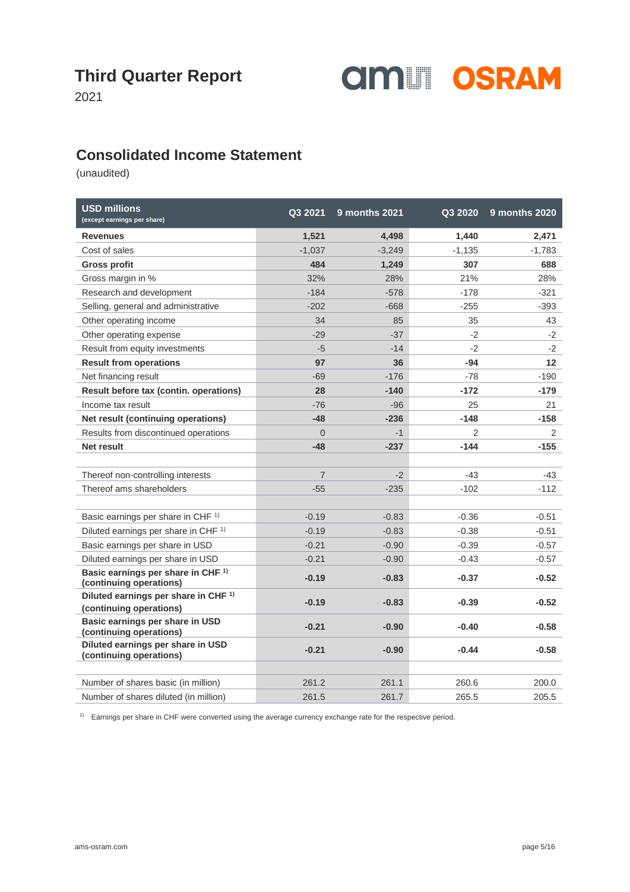# Third Quarter Report

2021

## Consolidated Income Statement

(unaudited)

| USD millions (except earnings per share) | Q3 2021 | 9 months 2021 | Q3 2020 | 9 months 2020 |
|---|---|---|---|---|
| **Revenues** | **1,521** | **4,498** | **1,440** | **2,471** |
| Cost of sales | -1,037 | -3,249 | -1,135 | -1,783 |
| **Gross profit** | **484** | **1,249** | **307** | **688** |
| Gross margin in % | 32% | 28% | 21% | 28% |
| Research and development | -184 | -578 | -178 | -321 |
| Selling, general and administrative | -202 | -668 | -255 | -393 |
| Other operating income | 34 | 85 | 35 | 43 |
| Other operating expense | -29 | -37 | -2 | -2 |
| Result from equity investments | -5 | -14 | -2 | -2 |
| **Result from operations** | **97** | **36** | **-94** | **12** |
| Net financing result | -69 | -176 | -78 | -190 |
| **Result before tax (contin. operations)** | **28** | **-140** | **-172** | **-179** |
| Income tax result | -76 | -96 | 25 | 21 |
| **Net result (continuing operations)** | **-48** | **-236** | **-148** | **-158** |
| Results from discontinued operations | 0 | -1 | 2 | 2 |
| **Net result** | **-48** | **-237** | **-144** | **-155** |
| | | | | |
| Thereof non-controlling interests | 7 | -2 | -43 | -43 |
| Thereof ams shareholders | -55 | -235 | -102 | -112 |
| | | | | |
| Basic earnings per share in CHF [1] | -0.19 | -0.83 | -0.36 | -0.51 |
| Diluted earnings per share in CHF [1] | -0.19 | -0.83 | -0.38 | -0.51 |
| Basic earnings per share in USD | -0.21 | -0.90 | -0.39 | -0.57 |
| Diluted earnings per share in USD | -0.21 | -0.90 | -0.43 | -0.57 |
| **Basic earnings per share in CHF [1] (continuing operations)** | **-0.19** | **-0.83** | **-0.37** | **-0.52** |
| **Diluted earnings per share in CHF [1] (continuing operations)** | **-0.19** | **-0.83** | **-0.39** | **-0.52** |
| **Basic earnings per share in USD (continuing operations)** | **-0.21** | **-0.90** | **-0.40** | **-0.58** |
| **Diluted earnings per share in USD (continuing operations)** | **-0.21** | **-0.90** | **-0.44** | **-0.58** |
| | | | | |
| Number of shares basic (in million) | 261.2 | 261.1 | 260.6 | 200.0 |
| Number of shares diluted (in million) | 261.5 | 261.7 | 265.5 | 205.5 |

[1] Earnings per share in CHF were converted using the average currency exchange rate for the respective period.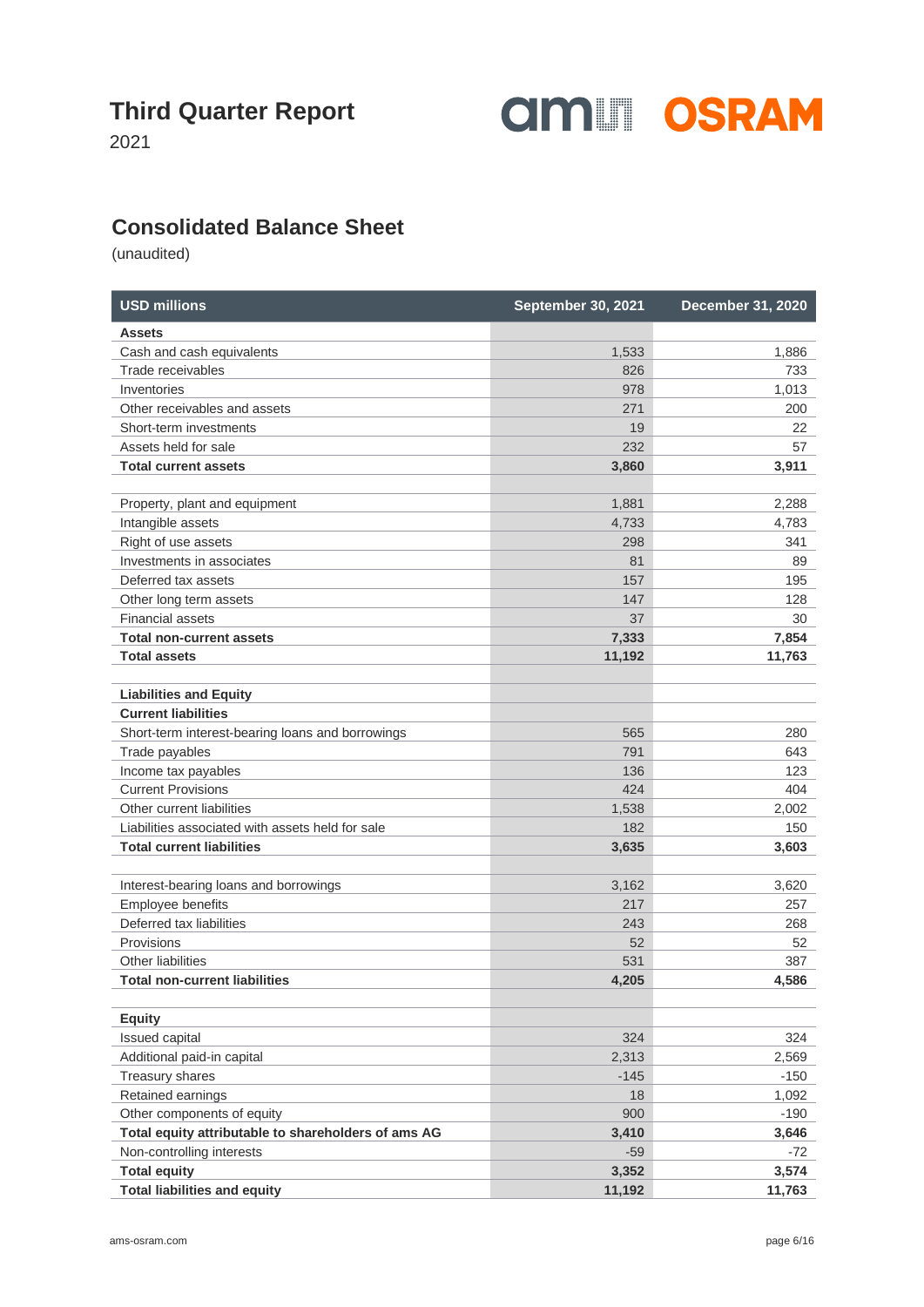# Third Quarter Report

2021

## Consolidated Balance Sheet

(unaudited)

| USD millions | September 30, 2021 | December 31, 2020 |
|---|---|---|
| **Assets** | | |
| Cash and cash equivalents | 1,533 | 1,886 |
| Trade receivables | 826 | 733 |
| Inventories | 978 | 1,013 |
| Other receivables and assets | 271 | 200 |
| Short-term investments | 19 | 22 |
| Assets held for sale | 232 | 57 |
| **Total current assets** | **3,860** | **3,911** |
| | | |
| Property, plant and equipment | 1,881 | 2,288 |
| Intangible assets | 4,733 | 4,783 |
| Right of use assets | 298 | 341 |
| Investments in associates | 81 | 89 |
| Deferred tax assets | 157 | 195 |
| Other long term assets | 147 | 128 |
| Financial assets | 37 | 30 |
| **Total non-current assets** | **7,333** | **7,854** |
| **Total assets** | **11,192** | **11,763** |
| | | |
| **Liabilities and Equity** | | |
| **Current liabilities** | | |
| Short-term interest-bearing loans and borrowings | 565 | 280 |
| Trade payables | 791 | 643 |
| Income tax payables | 136 | 123 |
| Current Provisions | 424 | 404 |
| Other current liabilities | 1,538 | 2,002 |
| Liabilities associated with assets held for sale | 182 | 150 |
| **Total current liabilities** | **3,635** | **3,603** |
| | | |
| Interest-bearing loans and borrowings | 3,162 | 3,620 |
| Employee benefits | 217 | 257 |
| Deferred tax liabilities | 243 | 268 |
| Provisions | 52 | 52 |
| Other liabilities | 531 | 387 |
| **Total non-current liabilities** | **4,205** | **4,586** |
| | | |
| **Equity** | | |
| Issued capital | 324 | 324 |
| Additional paid-in capital | 2,313 | 2,569 |
| Treasury shares | -145 | -150 |
| Retained earnings | 18 | 1,092 |
| Other components of equity | 900 | -190 |
| **Total equity attributable to shareholders of ams AG** | **3,410** | **3,646** |
| Non-controlling interests | -59 | -72 |
| **Total equity** | **3,352** | **3,574** |
| **Total liabilities and equity** | **11,192** | **11,763** |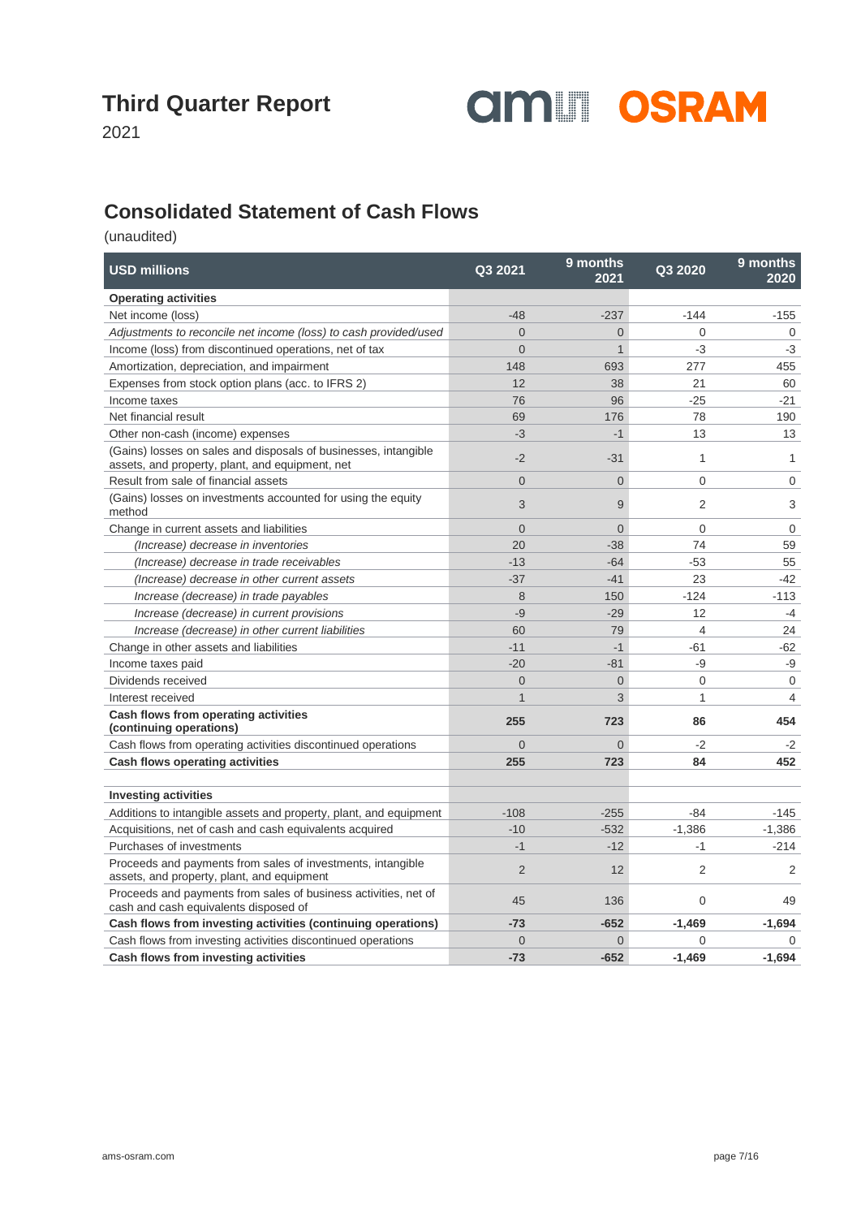# Third Quarter Report

2021

## Consolidated Statement of Cash Flows

(unaudited)

| USD millions | Q3 2021 | 9 months 2021 | Q3 2020 | 9 months 2020 |
|---|---|---|---|---|
| **Operating activities** | | | | |
| Net income (loss) | -48 | -237 | -144 | -155 |
| *Adjustments to reconcile net income (loss) to cash provided/used* | 0 | 0 | 0 | 0 |
| Income (loss) from discontinued operations, net of tax | 0 | 1 | -3 | -3 |
| Amortization, depreciation, and impairment | 148 | 693 | 277 | 455 |
| Expenses from stock option plans (acc. to IFRS 2) | 12 | 38 | 21 | 60 |
| Income taxes | 76 | 96 | -25 | -21 |
| Net financial result | 69 | 176 | 78 | 190 |
| Other non-cash (income) expenses | -3 | -1 | 13 | 13 |
| (Gains) losses on sales and disposals of businesses, intangible assets, and property, plant, and equipment, net | -2 | -31 | 1 | 1 |
| Result from sale of financial assets | 0 | 0 | 0 | 0 |
| (Gains) losses on investments accounted for using the equity method | 3 | 9 | 2 | 3 |
| Change in current assets and liabilities | 0 | 0 | 0 | 0 |
| *(Increase) decrease in inventories* | 20 | -38 | 74 | 59 |
| *(Increase) decrease in trade receivables* | -13 | -64 | -53 | 55 |
| *(Increase) decrease in other current assets* | -37 | -41 | 23 | -42 |
| *Increase (decrease) in trade payables* | 8 | 150 | -124 | -113 |
| *Increase (decrease) in current provisions* | -9 | -29 | 12 | -4 |
| *Increase (decrease) in other current liabilities* | 60 | 79 | 4 | 24 |
| Change in other assets and liabilities | -11 | -1 | -61 | -62 |
| Income taxes paid | -20 | -81 | -9 | -9 |
| Dividends received | 0 | 0 | 0 | 0 |
| Interest received | 1 | 3 | 1 | 4 |
| **Cash flows from operating activities (continuing operations)** | **255** | **723** | **86** | **454** |
| Cash flows from operating activities discontinued operations | 0 | 0 | -2 | -2 |
| **Cash flows operating activities** | **255** | **723** | **84** | **452** |
| | | | | |
| **Investing activities** | | | | |
| Additions to intangible assets and property, plant, and equipment | -108 | -255 | -84 | -145 |
| Acquisitions, net of cash and cash equivalents acquired | -10 | -532 | -1,386 | -1,386 |
| Purchases of investments | -1 | -12 | -1 | -214 |
| Proceeds and payments from sales of investments, intangible assets, and property, plant, and equipment | 2 | 12 | 2 | 2 |
| Proceeds and payments from sales of business activities, net of cash and cash equivalents disposed of | 45 | 136 | 0 | 49 |
| **Cash flows from investing activities (continuing operations)** | **-73** | **-652** | **-1,469** | **-1,694** |
| Cash flows from investing activities discontinued operations | 0 | 0 | 0 | 0 |
| **Cash flows from investing activities** | **-73** | **-652** | **-1,469** | **-1,694** |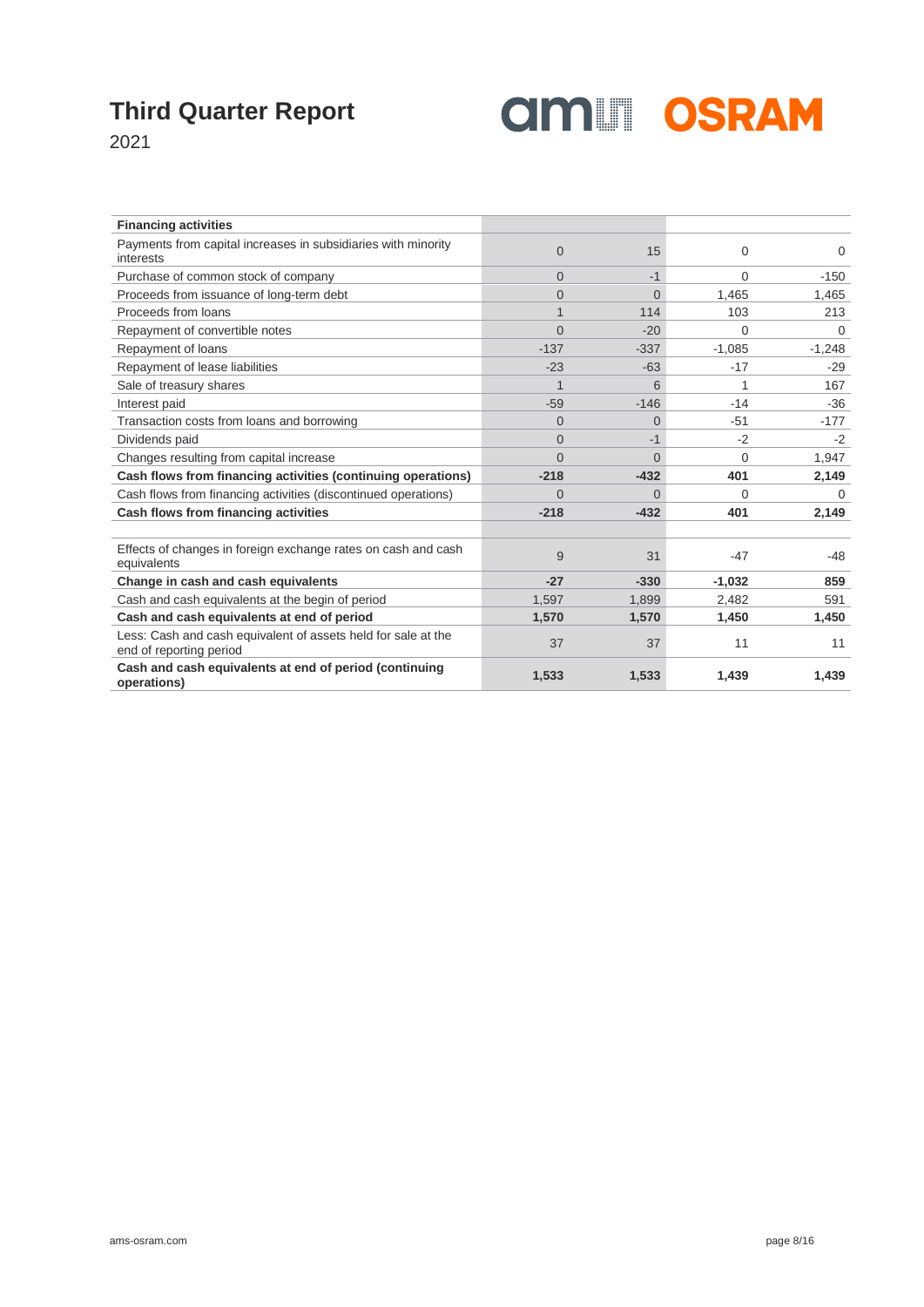# Third Quarter Report

2021

| Financing activities | | | | |
|---|---|---|---|---|
| Payments from capital increases in subsidiaries with minority interests | 0 | 15 | 0 | 0 |
| Purchase of common stock of company | 0 | -1 | 0 | -150 |
| Proceeds from issuance of long-term debt | 0 | 0 | 1,465 | 1,465 |
| Proceeds from loans | 1 | 114 | 103 | 213 |
| Repayment of convertible notes | 0 | -20 | 0 | 0 |
| Repayment of loans | -137 | -337 | -1,085 | -1,248 |
| Repayment of lease liabilities | -23 | -63 | -17 | -29 |
| Sale of treasury shares | 1 | 6 | 1 | 167 |
| Interest paid | -59 | -146 | -14 | -36 |
| Transaction costs from loans and borrowing | 0 | 0 | -51 | -177 |
| Dividends paid | 0 | -1 | -2 | -2 |
| Changes resulting from capital increase | 0 | 0 | 0 | 1,947 |
| **Cash flows from financing activities (continuing operations)** | **-218** | **-432** | **401** | **2,149** |
| Cash flows from financing activities (discontinued operations) | 0 | 0 | 0 | 0 |
| **Cash flows from financing activities** | **-218** | **-432** | **401** | **2,149** |
| | | | | |
| Effects of changes in foreign exchange rates on cash and cash equivalents | 9 | 31 | -47 | -48 |
| **Change in cash and cash equivalents** | **-27** | **-330** | **-1,032** | **859** |
| Cash and cash equivalents at the begin of period | 1,597 | 1,899 | 2,482 | 591 |
| **Cash and cash equivalents at end of period** | **1,570** | **1,570** | **1,450** | **1,450** |
| Less: Cash and cash equivalent of assets held for sale at the end of reporting period | 37 | 37 | 11 | 11 |
| **Cash and cash equivalents at end of period (continuing operations)** | **1,533** | **1,533** | **1,439** | **1,439** |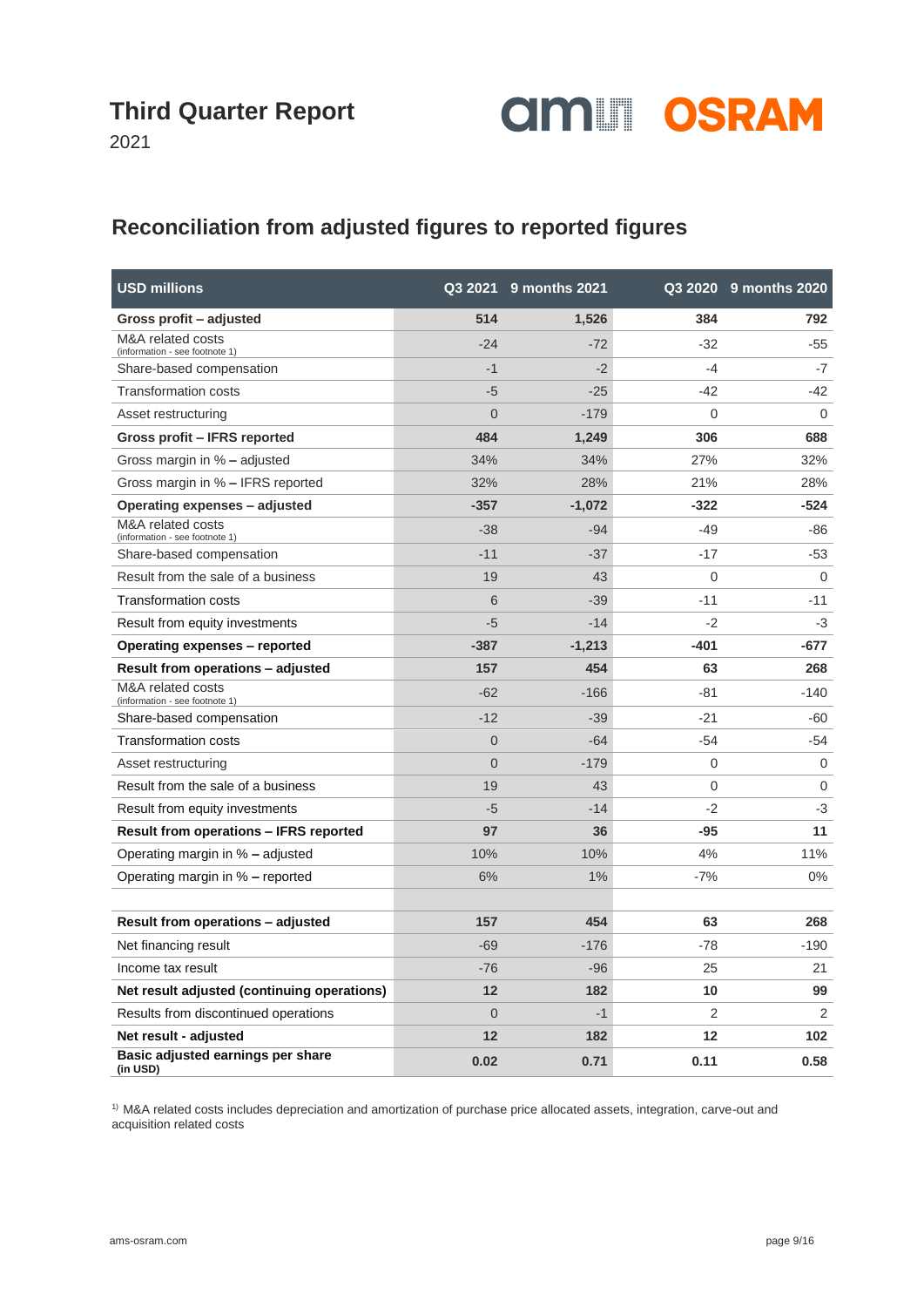# Third Quarter Report

2021

## Reconciliation from adjusted figures to reported figures

| USD millions | Q3 2021 | 9 months 2021 | Q3 2020 | 9 months 2020 |
|---|---|---|---|---|
| **Gross profit – adjusted** | **514** | **1,526** | **384** | **792** |
| M&A related costs (information - see footnote 1) | -24 | -72 | -32 | -55 |
| Share-based compensation | -1 | -2 | -4 | -7 |
| Transformation costs | -5 | -25 | -42 | -42 |
| Asset restructuring | 0 | -179 | 0 | 0 |
| **Gross profit – IFRS reported** | **484** | **1,249** | **306** | **688** |
| Gross margin in % – adjusted | 34% | 34% | 27% | 32% |
| Gross margin in % – IFRS reported | 32% | 28% | 21% | 28% |
| **Operating expenses – adjusted** | **-357** | **-1,072** | **-322** | **-524** |
| M&A related costs (information - see footnote 1) | -38 | -94 | -49 | -86 |
| Share-based compensation | -11 | -37 | -17 | -53 |
| Result from the sale of a business | 19 | 43 | 0 | 0 |
| Transformation costs | 6 | -39 | -11 | -11 |
| Result from equity investments | -5 | -14 | -2 | -3 |
| **Operating expenses – reported** | **-387** | **-1,213** | **-401** | **-677** |
| **Result from operations – adjusted** | **157** | **454** | **63** | **268** |
| M&A related costs (information - see footnote 1) | -62 | -166 | -81 | -140 |
| Share-based compensation | -12 | -39 | -21 | -60 |
| Transformation costs | 0 | -64 | -54 | -54 |
| Asset restructuring | 0 | -179 | 0 | 0 |
| Result from the sale of a business | 19 | 43 | 0 | 0 |
| Result from equity investments | -5 | -14 | -2 | -3 |
| **Result from operations – IFRS reported** | **97** | **36** | **-95** | **11** |
| Operating margin in % – adjusted | 10% | 10% | 4% | 11% |
| Operating margin in % – reported | 6% | 1% | -7% | 0% |
| | | | | |
| **Result from operations – adjusted** | **157** | **454** | **63** | **268** |
| Net financing result | -69 | -176 | -78 | -190 |
| Income tax result | -76 | -96 | 25 | 21 |
| **Net result adjusted (continuing operations)** | **12** | **182** | **10** | **99** |
| Results from discontinued operations | 0 | -1 | 2 | 2 |
| **Net result - adjusted** | **12** | **182** | **12** | **102** |
| **Basic adjusted earnings per share (in USD)** | **0.02** | **0.71** | **0.11** | **0.58** |

[1] M&A related costs includes depreciation and amortization of purchase price allocated assets, integration, carve-out and acquisition related costs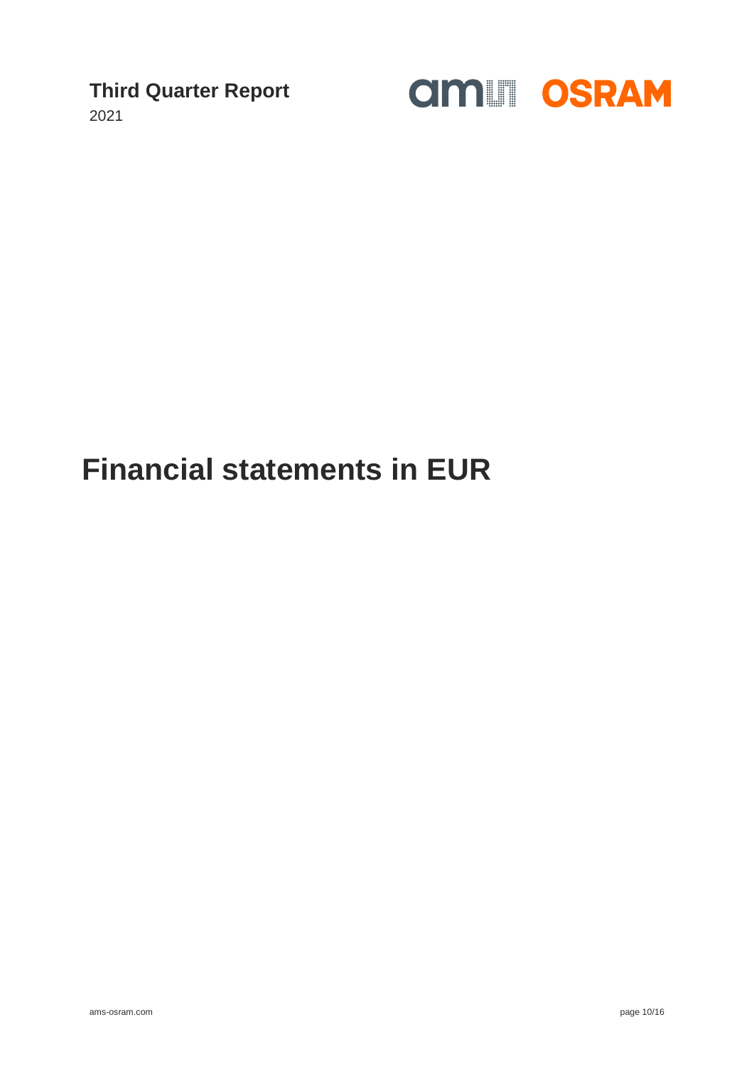# Financial statements in EUR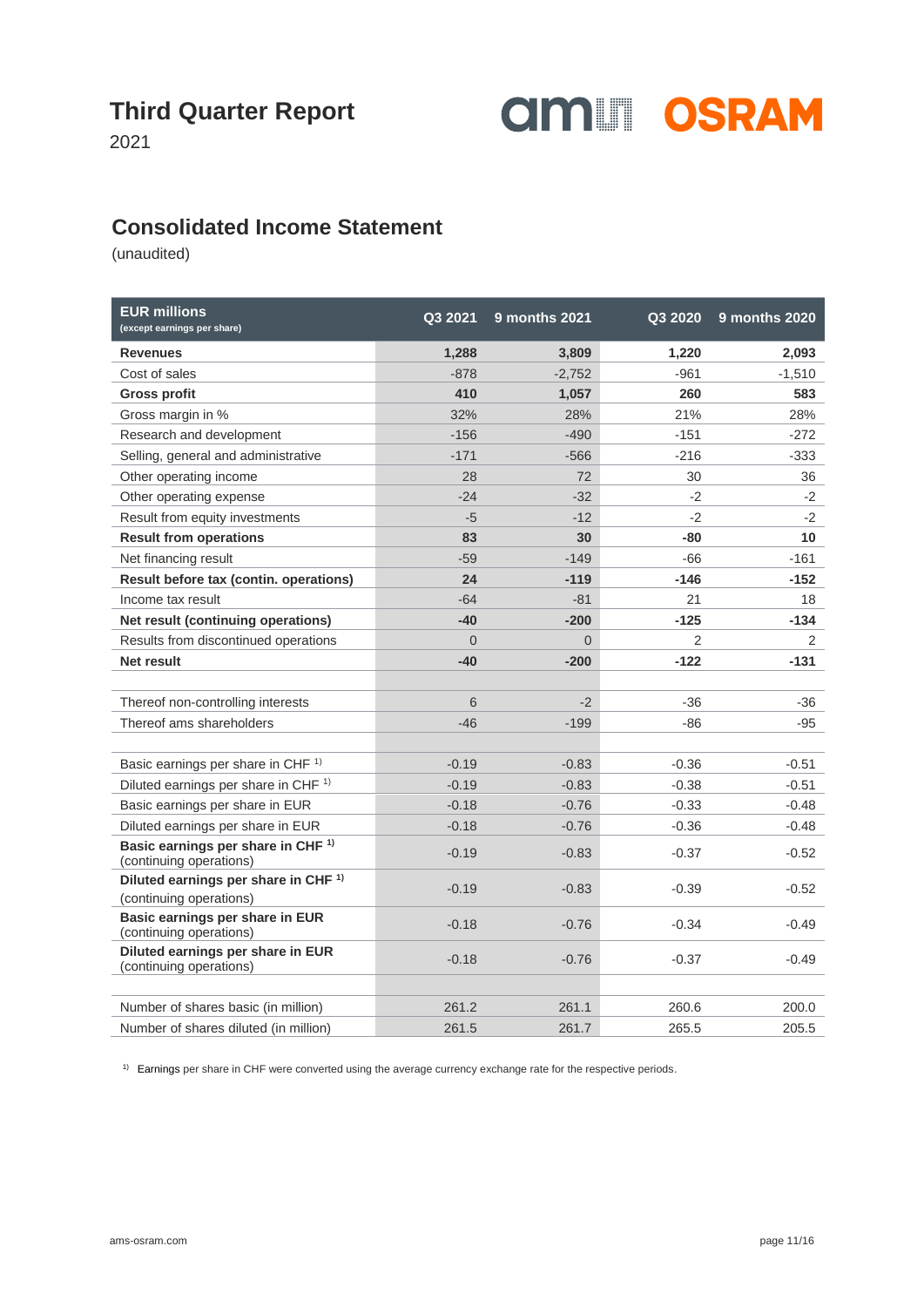# Third Quarter Report

2021

## Consolidated Income Statement

(unaudited)

| EUR millions (except earnings per share) | Q3 2021 | 9 months 2021 | Q3 2020 | 9 months 2020 |
|---|---|---|---|---|
| **Revenues** | **1,288** | **3,809** | **1,220** | **2,093** |
| Cost of sales | -878 | -2,752 | -961 | -1,510 |
| **Gross profit** | **410** | **1,057** | **260** | **583** |
| Gross margin in % | 32% | 28% | 21% | 28% |
| Research and development | -156 | -490 | -151 | -272 |
| Selling, general and administrative | -171 | -566 | -216 | -333 |
| Other operating income | 28 | 72 | 30 | 36 |
| Other operating expense | -24 | -32 | -2 | -2 |
| Result from equity investments | -5 | -12 | -2 | -2 |
| **Result from operations** | **83** | **30** | **-80** | **10** |
| Net financing result | -59 | -149 | -66 | -161 |
| **Result before tax (contin. operations)** | **24** | **-119** | **-146** | **-152** |
| Income tax result | -64 | -81 | 21 | 18 |
| **Net result (continuing operations)** | **-40** | **-200** | **-125** | **-134** |
| Results from discontinued operations | 0 | 0 | 2 | 2 |
| **Net result** | **-40** | **-200** | **-122** | **-131** |
| | | | | |
| Thereof non-controlling interests | 6 | -2 | -36 | -36 |
| Thereof ams shareholders | -46 | -199 | -86 | -95 |
| | | | | |
| Basic earnings per share in CHF [1] | -0.19 | -0.83 | -0.36 | -0.51 |
| Diluted earnings per share in CHF [1] | -0.19 | -0.83 | -0.38 | -0.51 |
| Basic earnings per share in EUR | -0.18 | -0.76 | -0.33 | -0.48 |
| Diluted earnings per share in EUR | -0.18 | -0.76 | -0.36 | -0.48 |
| **Basic earnings per share in CHF [1]** (continuing operations) | -0.19 | -0.83 | -0.37 | -0.52 |
| **Diluted earnings per share in CHF [1]** (continuing operations) | -0.19 | -0.83 | -0.39 | -0.52 |
| **Basic earnings per share in EUR** (continuing operations) | -0.18 | -0.76 | -0.34 | -0.49 |
| **Diluted earnings per share in EUR** (continuing operations) | -0.18 | -0.76 | -0.37 | -0.49 |
| | | | | |
| Number of shares basic (in million) | 261.2 | 261.1 | 260.6 | 200.0 |
| Number of shares diluted (in million) | 261.5 | 261.7 | 265.5 | 205.5 |

[1] Earnings per share in CHF were converted using the average currency exchange rate for the respective periods.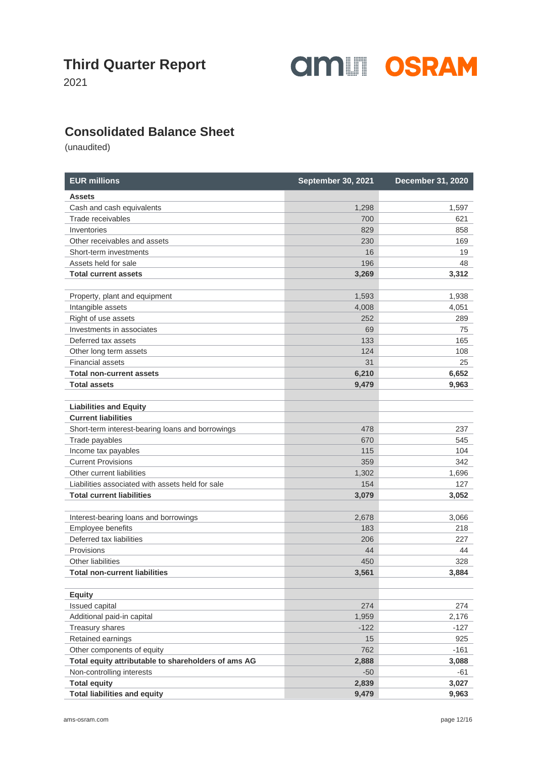# Third Quarter Report

2021

## Consolidated Balance Sheet

(unaudited)

| EUR millions | September 30, 2021 | December 31, 2020 |
|---|---|---|
| **Assets** | | |
| Cash and cash equivalents | 1,298 | 1,597 |
| Trade receivables | 700 | 621 |
| Inventories | 829 | 858 |
| Other receivables and assets | 230 | 169 |
| Short-term investments | 16 | 19 |
| Assets held for sale | 196 | 48 |
| **Total current assets** | **3,269** | **3,312** |
| | | |
| Property, plant and equipment | 1,593 | 1,938 |
| Intangible assets | 4,008 | 4,051 |
| Right of use assets | 252 | 289 |
| Investments in associates | 69 | 75 |
| Deferred tax assets | 133 | 165 |
| Other long term assets | 124 | 108 |
| Financial assets | 31 | 25 |
| **Total non-current assets** | **6,210** | **6,652** |
| **Total assets** | **9,479** | **9,963** |
| | | |
| **Liabilities and Equity** | | |
| **Current liabilities** | | |
| Short-term interest-bearing loans and borrowings | 478 | 237 |
| Trade payables | 670 | 545 |
| Income tax payables | 115 | 104 |
| Current Provisions | 359 | 342 |
| Other current liabilities | 1,302 | 1,696 |
| Liabilities associated with assets held for sale | 154 | 127 |
| **Total current liabilities** | **3,079** | **3,052** |
| | | |
| Interest-bearing loans and borrowings | 2,678 | 3,066 |
| Employee benefits | 183 | 218 |
| Deferred tax liabilities | 206 | 227 |
| Provisions | 44 | 44 |
| Other liabilities | 450 | 328 |
| **Total non-current liabilities** | **3,561** | **3,884** |
| | | |
| **Equity** | | |
| Issued capital | 274 | 274 |
| Additional paid-in capital | 1,959 | 2,176 |
| Treasury shares | -122 | -127 |
| Retained earnings | 15 | 925 |
| Other components of equity | 762 | -161 |
| **Total equity attributable to shareholders of ams AG** | **2,888** | **3,088** |
| Non-controlling interests | -50 | -61 |
| **Total equity** | **2,839** | **3,027** |
| **Total liabilities and equity** | **9,479** | **9,963** |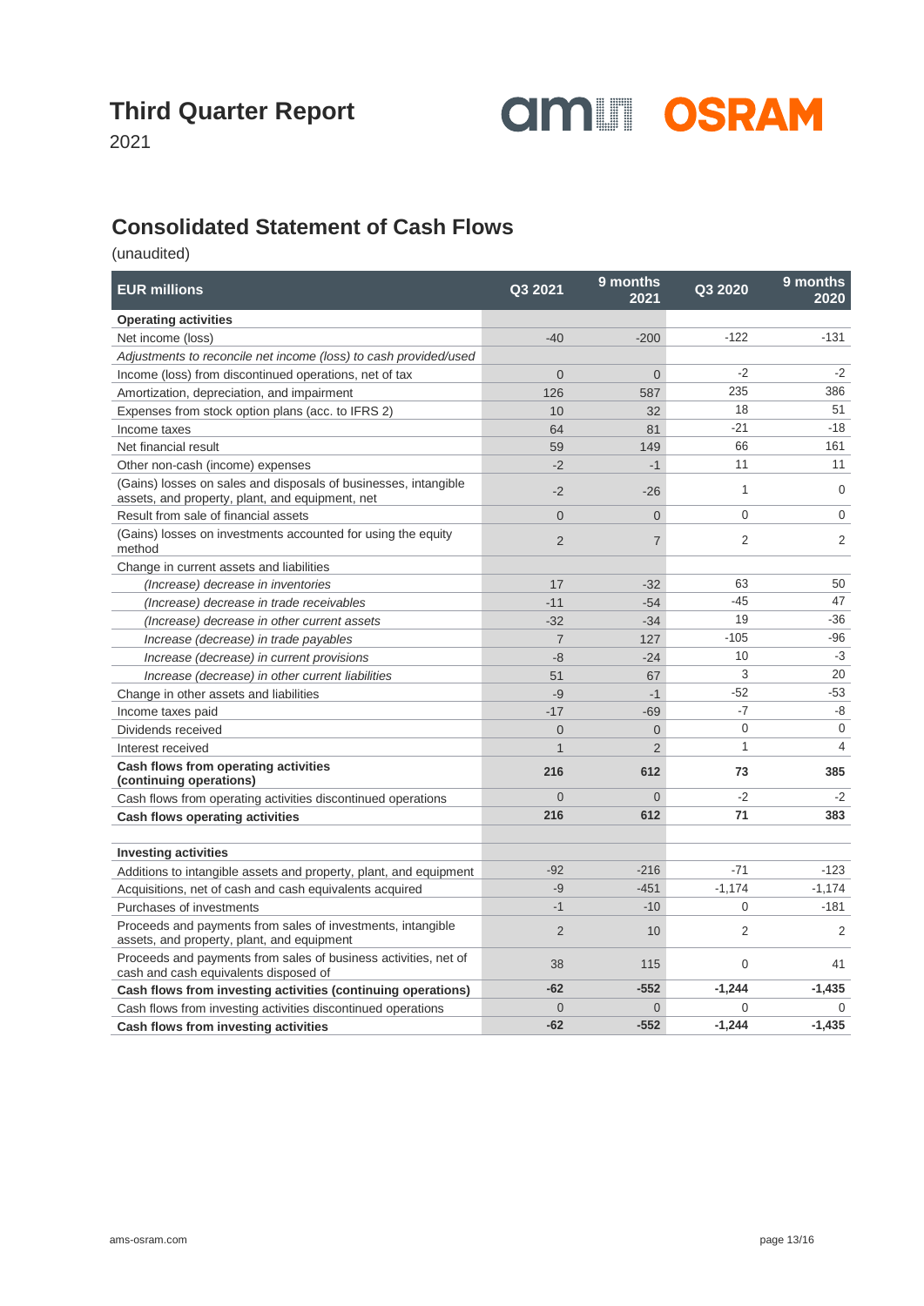# Third Quarter Report

2021

## Consolidated Statement of Cash Flows

(unaudited)

| EUR millions | Q3 2021 | 9 months 2021 | Q3 2020 | 9 months 2020 |
|---|---|---|---|---|
| **Operating activities** | | | | |
| Net income (loss) | -40 | -200 | -122 | -131 |
| *Adjustments to reconcile net income (loss) to cash provided/used* | | | | |
| Income (loss) from discontinued operations, net of tax | 0 | 0 | -2 | -2 |
| Amortization, depreciation, and impairment | 126 | 587 | 235 | 386 |
| Expenses from stock option plans (acc. to IFRS 2) | 10 | 32 | 18 | 51 |
| Income taxes | 64 | 81 | -21 | -18 |
| Net financial result | 59 | 149 | 66 | 161 |
| Other non-cash (income) expenses | -2 | -1 | 11 | 11 |
| (Gains) losses on sales and disposals of businesses, intangible assets, and property, plant, and equipment, net | -2 | -26 | 1 | 0 |
| Result from sale of financial assets | 0 | 0 | 0 | 0 |
| (Gains) losses on investments accounted for using the equity method | 2 | 7 | 2 | 2 |
| Change in current assets and liabilities | | | | |
| *(Increase) decrease in inventories* | 17 | -32 | 63 | 50 |
| *(Increase) decrease in trade receivables* | -11 | -54 | -45 | 47 |
| *(Increase) decrease in other current assets* | -32 | -34 | 19 | -36 |
| *Increase (decrease) in trade payables* | 7 | 127 | -105 | -96 |
| *Increase (decrease) in current provisions* | -8 | -24 | 10 | -3 |
| *Increase (decrease) in other current liabilities* | 51 | 67 | 3 | 20 |
| Change in other assets and liabilities | -9 | -1 | -52 | -53 |
| Income taxes paid | -17 | -69 | -7 | -8 |
| Dividends received | 0 | 0 | 0 | 0 |
| Interest received | 1 | 2 | 1 | 4 |
| **Cash flows from operating activities (continuing operations)** | **216** | **612** | **73** | **385** |
| Cash flows from operating activities discontinued operations | 0 | 0 | -2 | -2 |
| **Cash flows operating activities** | **216** | **612** | **71** | **383** |
| | | | | |
| **Investing activities** | | | | |
| Additions to intangible assets and property, plant, and equipment | -92 | -216 | -71 | -123 |
| Acquisitions, net of cash and cash equivalents acquired | -9 | -451 | -1,174 | -1,174 |
| Purchases of investments | -1 | -10 | 0 | -181 |
| Proceeds and payments from sales of investments, intangible assets, and property, plant, and equipment | 2 | 10 | 2 | 2 |
| Proceeds and payments from sales of business activities, net of cash and cash equivalents disposed of | 38 | 115 | 0 | 41 |
| **Cash flows from investing activities (continuing operations)** | **-62** | **-552** | **-1,244** | **-1,435** |
| Cash flows from investing activities discontinued operations | 0 | 0 | 0 | 0 |
| **Cash flows from investing activities** | **-62** | **-552** | **-1,244** | **-1,435** |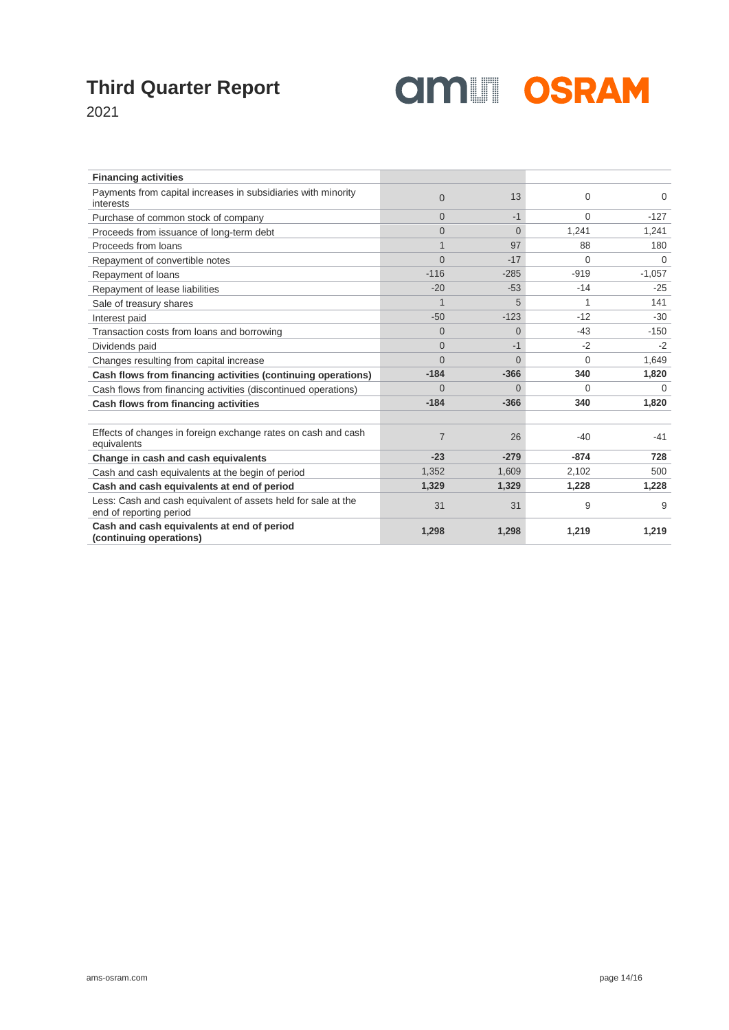| Financing activities | | | | |
|---|---|---|---|---|
| Payments from capital increases in subsidiaries with minority interests | 0 | 13 | 0 | 0 |
| Purchase of common stock of company | 0 | -1 | 0 | -127 |
| Proceeds from issuance of long-term debt | 0 | 0 | 1,241 | 1,241 |
| Proceeds from loans | 1 | 97 | 88 | 180 |
| Repayment of convertible notes | 0 | -17 | 0 | 0 |
| Repayment of loans | -116 | -285 | -919 | -1,057 |
| Repayment of lease liabilities | -20 | -53 | -14 | -25 |
| Sale of treasury shares | 1 | 5 | 1 | 141 |
| Interest paid | -50 | -123 | -12 | -30 |
| Transaction costs from loans and borrowing | 0 | 0 | -43 | -150 |
| Dividends paid | 0 | -1 | -2 | -2 |
| Changes resulting from capital increase | 0 | 0 | 0 | 1,649 |
| **Cash flows from financing activities (continuing operations)** | **-184** | **-366** | **340** | **1,820** |
| Cash flows from financing activities (discontinued operations) | 0 | 0 | 0 | 0 |
| **Cash flows from financing activities** | **-184** | **-366** | **340** | **1,820** |
| | | | | |
| Effects of changes in foreign exchange rates on cash and cash equivalents | 7 | 26 | -40 | -41 |
| **Change in cash and cash equivalents** | **-23** | **-279** | **-874** | **728** |
| Cash and cash equivalents at the begin of period | 1,352 | 1,609 | 2,102 | 500 |
| **Cash and cash equivalents at end of period** | **1,329** | **1,329** | **1,228** | **1,228** |
| Less: Cash and cash equivalent of assets held for sale at the end of reporting period | 31 | 31 | 9 | 9 |
| **Cash and cash equivalents at end of period (continuing operations)** | **1,298** | **1,298** | **1,219** | **1,219** |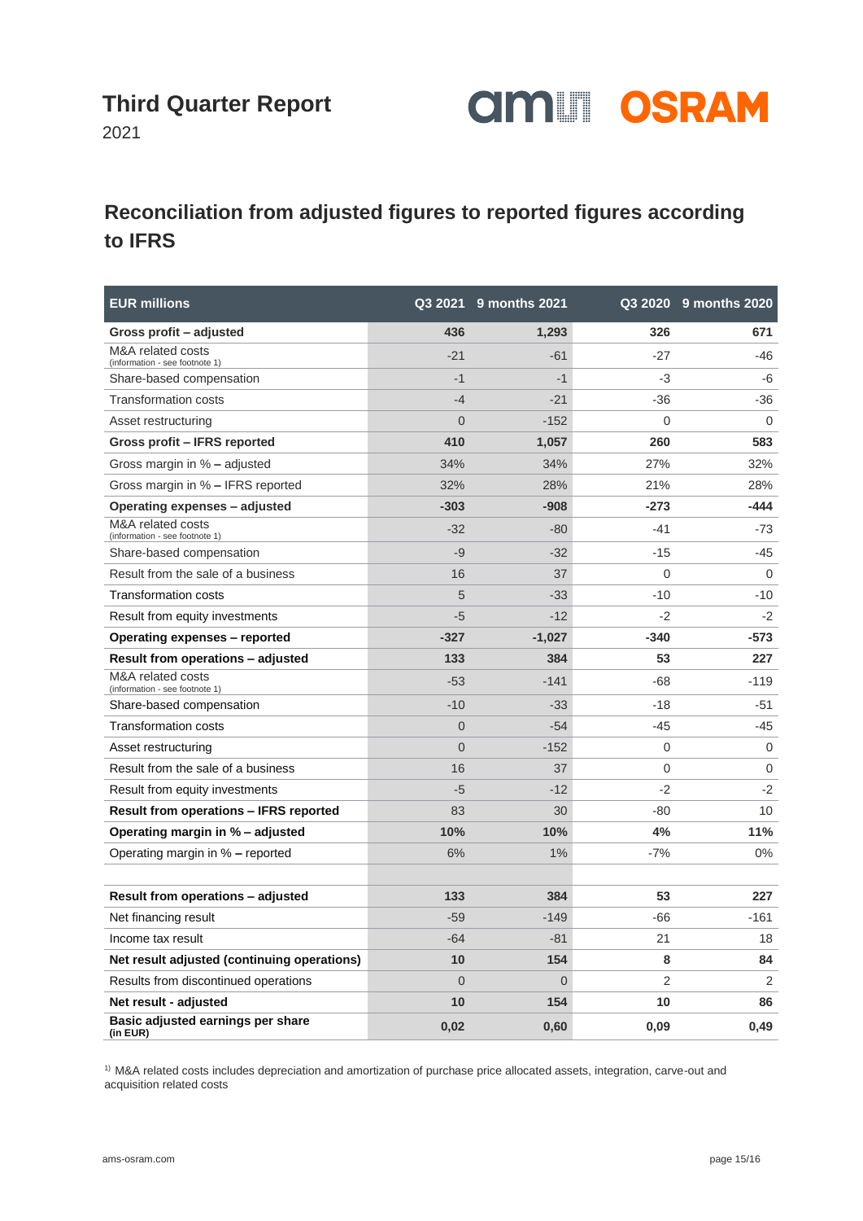Third Quarter Report
2021

## Reconciliation from adjusted figures to reported figures according to IFRS

| EUR millions | Q3 2021 | 9 months 2021 | Q3 2020 | 9 months 2020 |
|---|---|---|---|---|
| **Gross profit – adjusted** | **436** | **1,293** | **326** | **671** |
| M&A related costs (information - see footnote 1) | -21 | -61 | -27 | -46 |
| Share-based compensation | -1 | -1 | -3 | -6 |
| Transformation costs | -4 | -21 | -36 | -36 |
| Asset restructuring | 0 | -152 | 0 | 0 |
| **Gross profit – IFRS reported** | **410** | **1,057** | **260** | **583** |
| Gross margin in % – adjusted | 34% | 34% | 27% | 32% |
| Gross margin in % – IFRS reported | 32% | 28% | 21% | 28% |
| **Operating expenses – adjusted** | **-303** | **-908** | **-273** | **-444** |
| M&A related costs (information - see footnote 1) | -32 | -80 | -41 | -73 |
| Share-based compensation | -9 | -32 | -15 | -45 |
| Result from the sale of a business | 16 | 37 | 0 | 0 |
| Transformation costs | 5 | -33 | -10 | -10 |
| Result from equity investments | -5 | -12 | -2 | -2 |
| **Operating expenses – reported** | **-327** | **-1,027** | **-340** | **-573** |
| **Result from operations – adjusted** | **133** | **384** | **53** | **227** |
| M&A related costs (information - see footnote 1) | -53 | -141 | -68 | -119 |
| Share-based compensation | -10 | -33 | -18 | -51 |
| Transformation costs | 0 | -54 | -45 | -45 |
| Asset restructuring | 0 | -152 | 0 | 0 |
| Result from the sale of a business | 16 | 37 | 0 | 0 |
| Result from equity investments | -5 | -12 | -2 | -2 |
| **Result from operations – IFRS reported** | 83 | 30 | -80 | 10 |
| **Operating margin in % – adjusted** | **10%** | **10%** | **4%** | **11%** |
| Operating margin in % – reported | 6% | 1% | -7% | 0% |
| | | | | |
| **Result from operations – adjusted** | **133** | **384** | **53** | **227** |
| Net financing result | -59 | -149 | -66 | -161 |
| Income tax result | -64 | -81 | 21 | 18 |
| **Net result adjusted (continuing operations)** | **10** | **154** | **8** | **84** |
| Results from discontinued operations | 0 | 0 | 2 | 2 |
| **Net result - adjusted** | **10** | **154** | **10** | **86** |
| **Basic adjusted earnings per share (in EUR)** | **0,02** | **0,60** | **0,09** | **0,49** |

[1] M&A related costs includes depreciation and amortization of purchase price allocated assets, integration, carve-out and acquisition related costs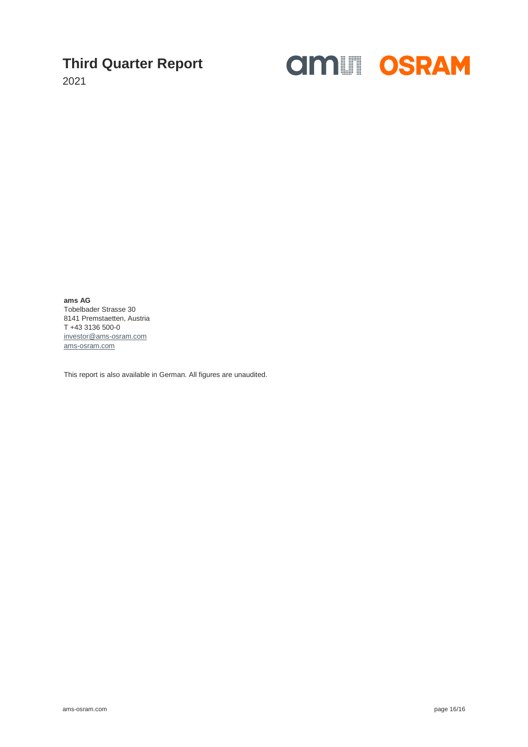# Third Quarter Report

2021

**ams AG**
Tobelbader Strasse 30
8141 Premstaetten, Austria
T +43 3136 500-0
investor@ams-osram.com
ams-osram.com

This report is also available in German. All figures are unaudited.